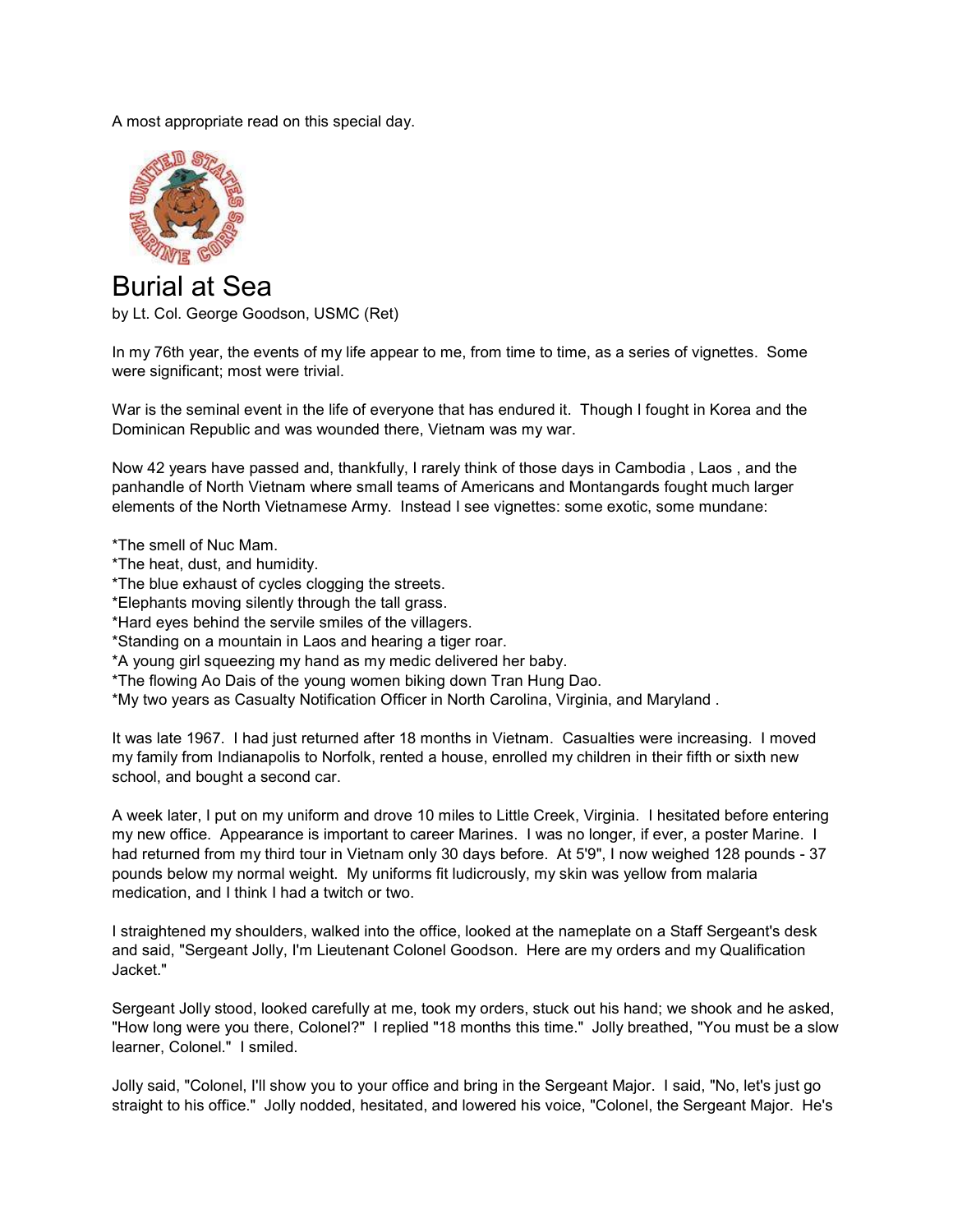A most appropriate read on this special day.

# Burial at Sea

by Lt. Col. George Goodson, USMC (Ret)

In my 76th year, the events of my life appear to me, from time to time, as a series of vignettes. Some were significant; most were trivial.

War is the seminal event in the life of everyone that has endured it. Though I fought in Korea and the Dominican Republic and was wounded there, Vietnam was my war.

Now 42 years have passed and, thankfully, I rarely think of those days in Cambodia , Laos , and the panhandle of North Vietnam where small teams of Americans and Montangards fought much larger elements of the North Vietnamese Army. Instead I see vignettes: some exotic, some mundane:

*The smell of Nuc Mam.
*The heat, dust, and humidity.
*The blue exhaust of cycles clogging the streets.
*Elephants moving silently through the tall grass.
*Hard eyes behind the servile smiles of the villagers.
*Standing on a mountain in Laos and hearing a tiger roar.
*A young girl squeezing my hand as my medic delivered her baby.
*The flowing Ao Dais of the young women biking down Tran Hung Dao.
*My two years as Casualty Notification Officer in North Carolina, Virginia, and Maryland .

It was late 1967. I had just returned after 18 months in Vietnam. Casualties were increasing. I moved my family from Indianapolis to Norfolk, rented a house, enrolled my children in their fifth or sixth new school, and bought a second car.

A week later, I put on my uniform and drove 10 miles to Little Creek, Virginia. I hesitated before entering my new office. Appearance is important to career Marines. I was no longer, if ever, a poster Marine. I had returned from my third tour in Vietnam only 30 days before. At 5'9", I now weighed 128 pounds - 37 pounds below my normal weight. My uniforms fit ludicrously, my skin was yellow from malaria medication, and I think I had a twitch or two.

I straightened my shoulders, walked into the office, looked at the nameplate on a Staff Sergeant's desk and said, "Sergeant Jolly, I'm Lieutenant Colonel Goodson. Here are my orders and my Qualification Jacket."

Sergeant Jolly stood, looked carefully at me, took my orders, stuck out his hand; we shook and he asked, "How long were you there, Colonel?" I replied "18 months this time." Jolly breathed, "You must be a slow learner, Colonel." I smiled.

Jolly said, "Colonel, I'll show you to your office and bring in the Sergeant Major. I said, "No, let's just go straight to his office." Jolly nodded, hesitated, and lowered his voice, "Colonel, the Sergeant Major. He's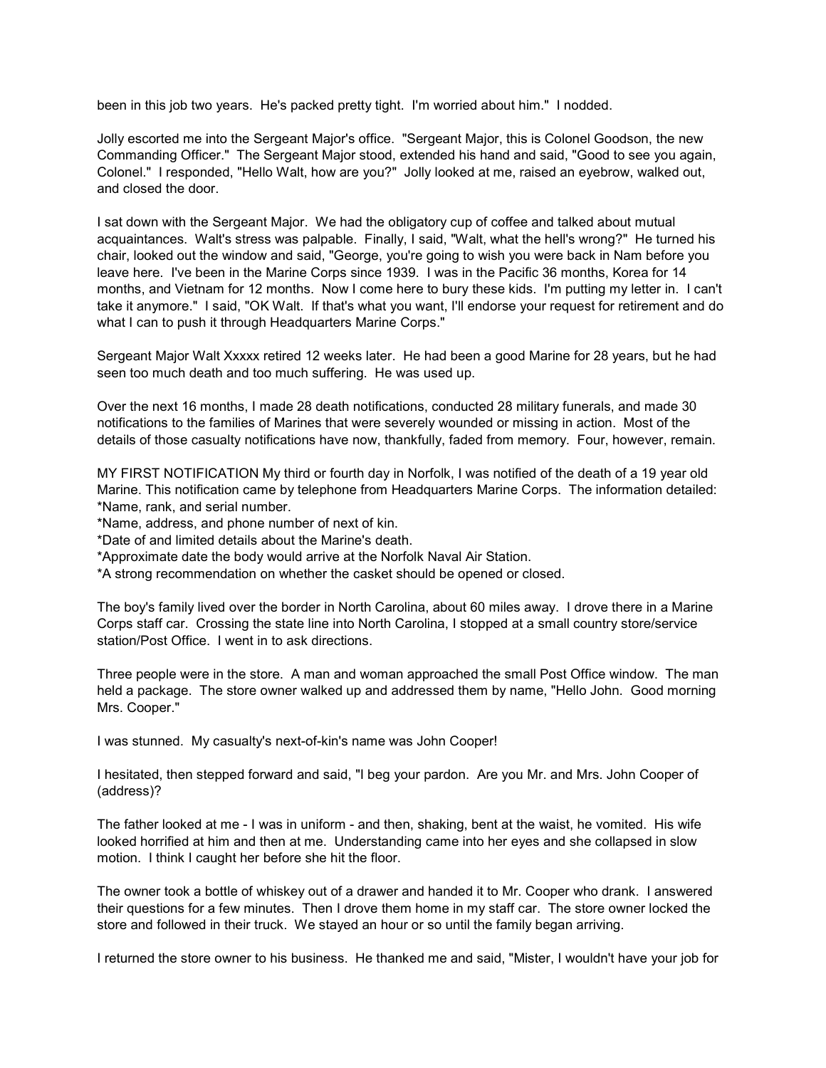been in this job two years. He's packed pretty tight. I'm worried about him." I nodded.

Jolly escorted me into the Sergeant Major's office. "Sergeant Major, this is Colonel Goodson, the new Commanding Officer." The Sergeant Major stood, extended his hand and said, "Good to see you again, Colonel." I responded, "Hello Walt, how are you?" Jolly looked at me, raised an eyebrow, walked out, and closed the door.

I sat down with the Sergeant Major. We had the obligatory cup of coffee and talked about mutual acquaintances. Walt's stress was palpable. Finally, I said, "Walt, what the hell's wrong?" He turned his chair, looked out the window and said, "George, you're going to wish you were back in Nam before you leave here. I've been in the Marine Corps since 1939. I was in the Pacific 36 months, Korea for 14 months, and Vietnam for 12 months. Now I come here to bury these kids. I'm putting my letter in. I can't take it anymore." I said, "OK Walt. If that's what you want, I'll endorse your request for retirement and do what I can to push it through Headquarters Marine Corps."

Sergeant Major Walt Xxxxx retired 12 weeks later. He had been a good Marine for 28 years, but he had seen too much death and too much suffering. He was used up.

Over the next 16 months, I made 28 death notifications, conducted 28 military funerals, and made 30 notifications to the families of Marines that were severely wounded or missing in action. Most of the details of those casualty notifications have now, thankfully, faded from memory. Four, however, remain.

MY FIRST NOTIFICATION My third or fourth day in Norfolk, I was notified of the death of a 19 year old Marine. This notification came by telephone from Headquarters Marine Corps. The information detailed:
*Name, rank, and serial number.
*Name, address, and phone number of next of kin.
*Date of and limited details about the Marine's death.
*Approximate date the body would arrive at the Norfolk Naval Air Station.
*A strong recommendation on whether the casket should be opened or closed.

The boy's family lived over the border in North Carolina, about 60 miles away. I drove there in a Marine Corps staff car. Crossing the state line into North Carolina, I stopped at a small country store/service station/Post Office. I went in to ask directions.

Three people were in the store. A man and woman approached the small Post Office window. The man held a package. The store owner walked up and addressed them by name, "Hello John. Good morning Mrs. Cooper."

I was stunned. My casualty's next-of-kin's name was John Cooper!

I hesitated, then stepped forward and said, "I beg your pardon. Are you Mr. and Mrs. John Cooper of (address)?

The father looked at me - I was in uniform - and then, shaking, bent at the waist, he vomited. His wife looked horrified at him and then at me. Understanding came into her eyes and she collapsed in slow motion. I think I caught her before she hit the floor.

The owner took a bottle of whiskey out of a drawer and handed it to Mr. Cooper who drank. I answered their questions for a few minutes. Then I drove them home in my staff car. The store owner locked the store and followed in their truck. We stayed an hour or so until the family began arriving.

I returned the store owner to his business. He thanked me and said, "Mister, I wouldn't have your job for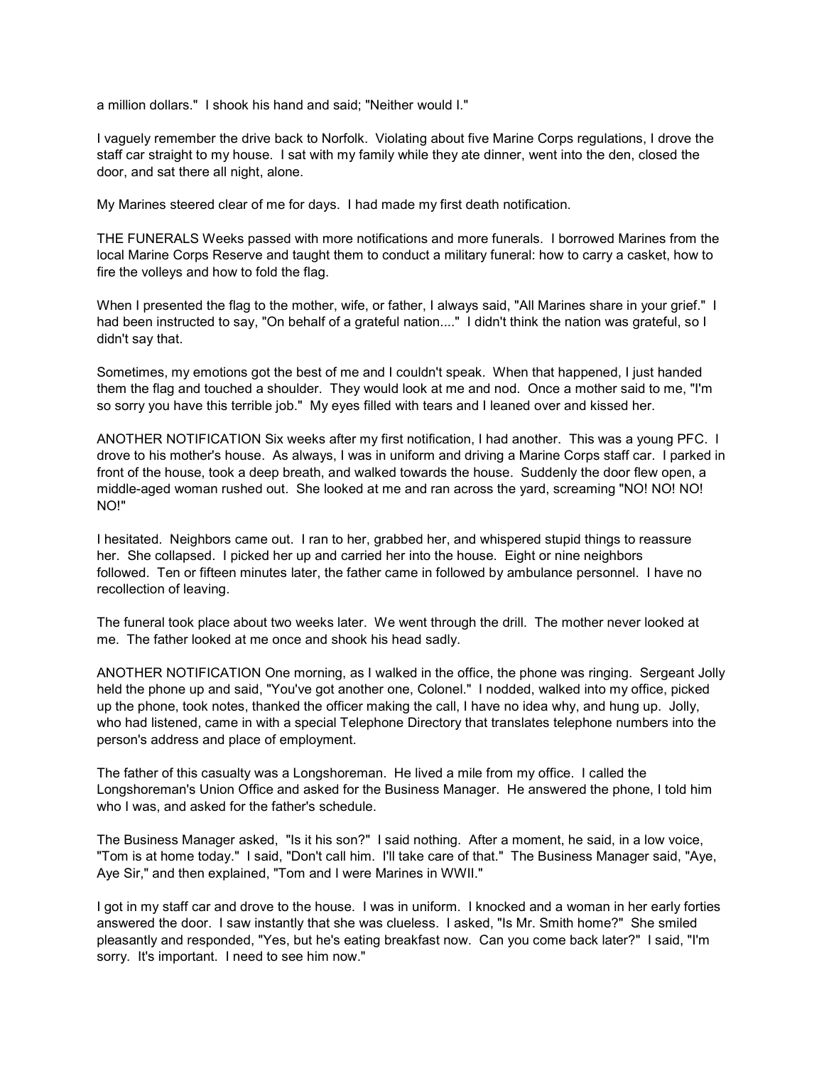a million dollars." I shook his hand and said; "Neither would I."

I vaguely remember the drive back to Norfolk. Violating about five Marine Corps regulations, I drove the staff car straight to my house. I sat with my family while they ate dinner, went into the den, closed the door, and sat there all night, alone.

My Marines steered clear of me for days. I had made my first death notification.

THE FUNERALS Weeks passed with more notifications and more funerals. I borrowed Marines from the local Marine Corps Reserve and taught them to conduct a military funeral: how to carry a casket, how to fire the volleys and how to fold the flag.

When I presented the flag to the mother, wife, or father, I always said, "All Marines share in your grief." I had been instructed to say, "On behalf of a grateful nation...." I didn't think the nation was grateful, so I didn't say that.

Sometimes, my emotions got the best of me and I couldn't speak. When that happened, I just handed them the flag and touched a shoulder. They would look at me and nod. Once a mother said to me, "I'm so sorry you have this terrible job." My eyes filled with tears and I leaned over and kissed her.

ANOTHER NOTIFICATION Six weeks after my first notification, I had another. This was a young PFC. I drove to his mother's house. As always, I was in uniform and driving a Marine Corps staff car. I parked in front of the house, took a deep breath, and walked towards the house. Suddenly the door flew open, a middle-aged woman rushed out. She looked at me and ran across the yard, screaming "NO! NO! NO! NO!"

I hesitated. Neighbors came out. I ran to her, grabbed her, and whispered stupid things to reassure her. She collapsed. I picked her up and carried her into the house. Eight or nine neighbors followed. Ten or fifteen minutes later, the father came in followed by ambulance personnel. I have no recollection of leaving.

The funeral took place about two weeks later. We went through the drill. The mother never looked at me. The father looked at me once and shook his head sadly.

ANOTHER NOTIFICATION One morning, as I walked in the office, the phone was ringing. Sergeant Jolly held the phone up and said, "You've got another one, Colonel." I nodded, walked into my office, picked up the phone, took notes, thanked the officer making the call, I have no idea why, and hung up. Jolly, who had listened, came in with a special Telephone Directory that translates telephone numbers into the person's address and place of employment.

The father of this casualty was a Longshoreman. He lived a mile from my office. I called the Longshoreman's Union Office and asked for the Business Manager. He answered the phone, I told him who I was, and asked for the father's schedule.

The Business Manager asked, "Is it his son?" I said nothing. After a moment, he said, in a low voice, "Tom is at home today." I said, "Don't call him. I'll take care of that." The Business Manager said, "Aye, Aye Sir," and then explained, "Tom and I were Marines in WWII."

I got in my staff car and drove to the house. I was in uniform. I knocked and a woman in her early forties answered the door. I saw instantly that she was clueless. I asked, "Is Mr. Smith home?" She smiled pleasantly and responded, "Yes, but he's eating breakfast now. Can you come back later?" I said, "I'm sorry. It's important. I need to see him now."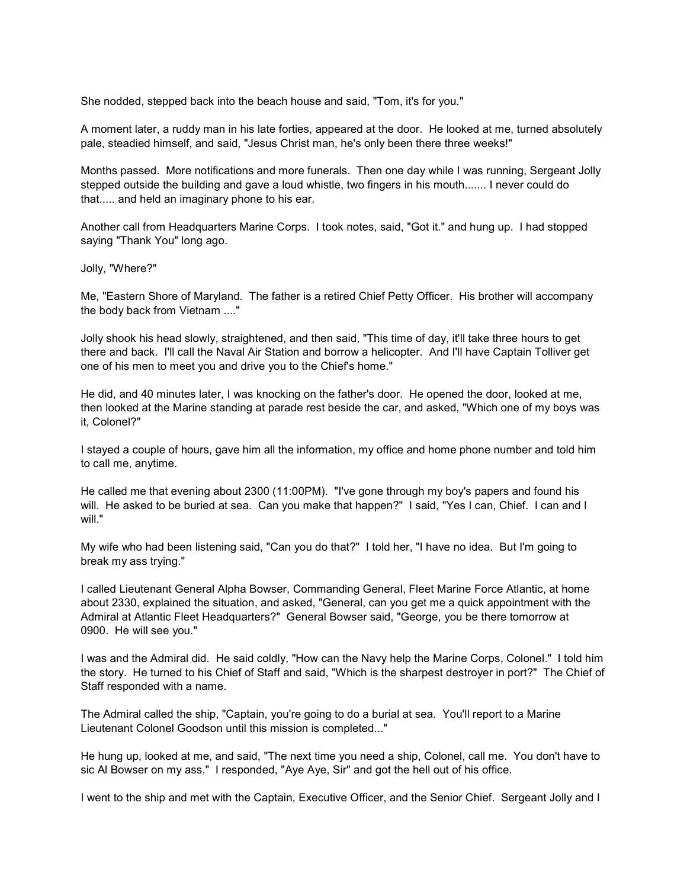She nodded, stepped back into the beach house and said, "Tom, it's for you."

A moment later, a ruddy man in his late forties, appeared at the door. He looked at me, turned absolutely pale, steadied himself, and said, "Jesus Christ man, he's only been there three weeks!"

Months passed. More notifications and more funerals. Then one day while I was running, Sergeant Jolly stepped outside the building and gave a loud whistle, two fingers in his mouth....... I never could do that..... and held an imaginary phone to his ear.

Another call from Headquarters Marine Corps. I took notes, said, "Got it." and hung up. I had stopped saying "Thank You" long ago.

Jolly, "Where?"

Me, "Eastern Shore of Maryland. The father is a retired Chief Petty Officer. His brother will accompany the body back from Vietnam ...."

Jolly shook his head slowly, straightened, and then said, "This time of day, it'll take three hours to get there and back. I'll call the Naval Air Station and borrow a helicopter. And I'll have Captain Tolliver get one of his men to meet you and drive you to the Chief's home."

He did, and 40 minutes later, I was knocking on the father's door. He opened the door, looked at me, then looked at the Marine standing at parade rest beside the car, and asked, "Which one of my boys was it, Colonel?"

I stayed a couple of hours, gave him all the information, my office and home phone number and told him to call me, anytime.

He called me that evening about 2300 (11:00PM). "I've gone through my boy's papers and found his will. He asked to be buried at sea. Can you make that happen?" I said, "Yes I can, Chief. I can and I will."

My wife who had been listening said, "Can you do that?" I told her, "I have no idea. But I'm going to break my ass trying."

I called Lieutenant General Alpha Bowser, Commanding General, Fleet Marine Force Atlantic, at home about 2330, explained the situation, and asked, "General, can you get me a quick appointment with the Admiral at Atlantic Fleet Headquarters?" General Bowser said, "George, you be there tomorrow at 0900. He will see you."

I was and the Admiral did. He said coldly, "How can the Navy help the Marine Corps, Colonel." I told him the story. He turned to his Chief of Staff and said, "Which is the sharpest destroyer in port?" The Chief of Staff responded with a name.

The Admiral called the ship, "Captain, you're going to do a burial at sea. You'll report to a Marine Lieutenant Colonel Goodson until this mission is completed..."

He hung up, looked at me, and said, "The next time you need a ship, Colonel, call me. You don't have to sic Al Bowser on my ass." I responded, "Aye Aye, Sir" and got the hell out of his office.

I went to the ship and met with the Captain, Executive Officer, and the Senior Chief. Sergeant Jolly and I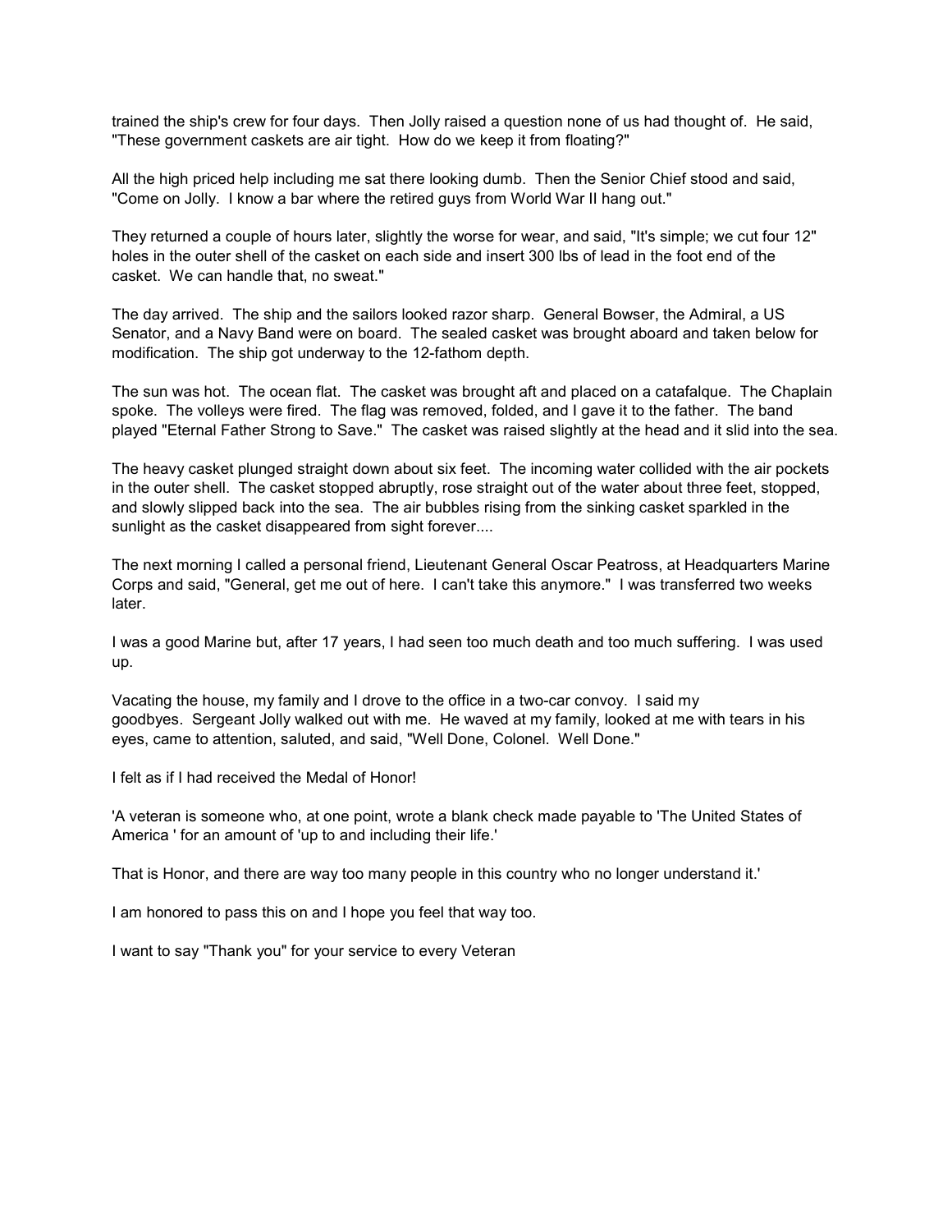trained the ship's crew for four days. Then Jolly raised a question none of us had thought of. He said, "These government caskets are air tight. How do we keep it from floating?"

All the high priced help including me sat there looking dumb. Then the Senior Chief stood and said, "Come on Jolly. I know a bar where the retired guys from World War II hang out."

They returned a couple of hours later, slightly the worse for wear, and said, "It's simple; we cut four 12" holes in the outer shell of the casket on each side and insert 300 lbs of lead in the foot end of the casket. We can handle that, no sweat."

The day arrived. The ship and the sailors looked razor sharp. General Bowser, the Admiral, a US Senator, and a Navy Band were on board. The sealed casket was brought aboard and taken below for modification. The ship got underway to the 12-fathom depth.

The sun was hot. The ocean flat. The casket was brought aft and placed on a catafalque. The Chaplain spoke. The volleys were fired. The flag was removed, folded, and I gave it to the father. The band played "Eternal Father Strong to Save." The casket was raised slightly at the head and it slid into the sea.

The heavy casket plunged straight down about six feet. The incoming water collided with the air pockets in the outer shell. The casket stopped abruptly, rose straight out of the water about three feet, stopped, and slowly slipped back into the sea. The air bubbles rising from the sinking casket sparkled in the sunlight as the casket disappeared from sight forever....

The next morning I called a personal friend, Lieutenant General Oscar Peatross, at Headquarters Marine Corps and said, "General, get me out of here. I can't take this anymore." I was transferred two weeks later.

I was a good Marine but, after 17 years, I had seen too much death and too much suffering. I was used up.

Vacating the house, my family and I drove to the office in a two-car convoy. I said my goodbyes. Sergeant Jolly walked out with me. He waved at my family, looked at me with tears in his eyes, came to attention, saluted, and said, "Well Done, Colonel. Well Done."

I felt as if I had received the Medal of Honor!

'A veteran is someone who, at one point, wrote a blank check made payable to 'The United States of America ' for an amount of 'up to and including their life.'

That is Honor, and there are way too many people in this country who no longer understand it.'

I am honored to pass this on and I hope you feel that way too.

I want to say "Thank you" for your service to every Veteran